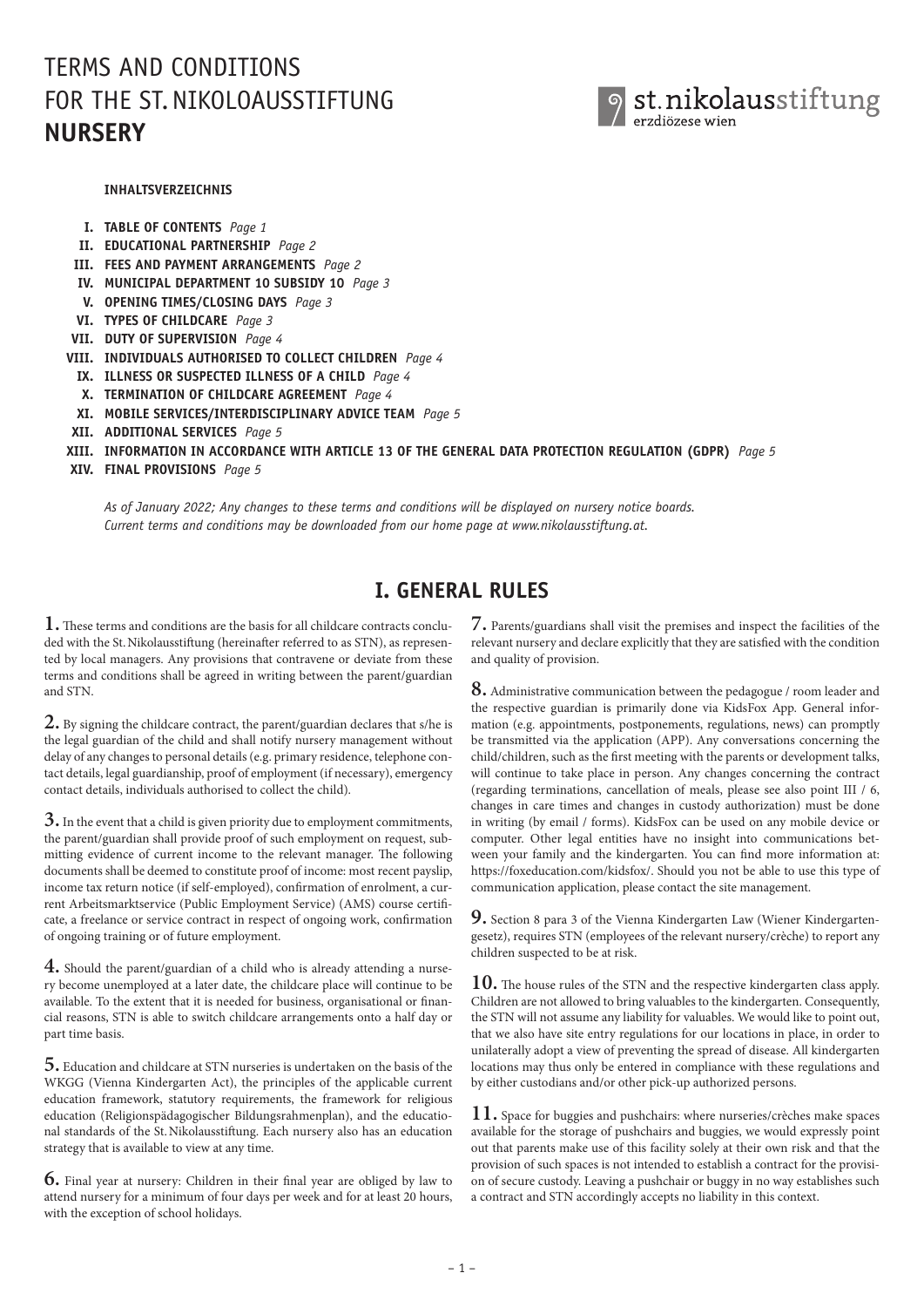# TERMS AND CONDITIONS FOR THE ST. NIKOLOAUSSTIFTUNG **NURSERY**

st. nikolausstiftung
erzdiözese wien

**INHALTSVERZEICHNIS**

- **I. TABLE OF CONTENTS** *Page 1*
- **II. EDUCATIONAL PARTNERSHIP** *Page 2*
- **III. FEES AND PAYMENT ARRANGEMENTS** *Page 2*
- **IV. MUNICIPAL DEPARTMENT 10 SUBSIDY 10** *Page 3*
- **V. OPENING TIMES/CLOSING DAYS** *Page 3*
- **VI. TYPES OF CHILDCARE** *Page 3*
- **VII. DUTY OF SUPERVISION** *Page 4*
- **VIII. INDIVIDUALS AUTHORISED TO COLLECT CHILDREN** *Page 4*
- **IX. ILLNESS OR SUSPECTED ILLNESS OF A CHILD** *Page 4*
- **X. TERMINATION OF CHILDCARE AGREEMENT** *Page 4*
- **XI. MOBILE SERVICES/INTERDISCIPLINARY ADVICE TEAM** *Page 5*
- **XII. ADDITIONAL SERVICES** *Page 5*
- **XIII. INFORMATION IN ACCORDANCE WITH ARTICLE 13 OF THE GENERAL DATA PROTECTION REGULATION (GDPR)** *Page 5*
- **XIV. FINAL PROVISIONS** *Page 5*

*As of January 2022; Any changes to these terms and conditions will be displayed on nursery notice boards. Current terms and conditions may be downloaded from our home page at www.nikolausstiftung.at.*

## I. GENERAL RULES

**1.** These terms and conditions are the basis for all childcare contracts concluded with the St. Nikolausstiftung (hereinafter referred to as STN), as represented by local managers. Any provisions that contravene or deviate from these terms and conditions shall be agreed in writing between the parent/guardian and STN.

**2.** By signing the childcare contract, the parent/guardian declares that s/he is the legal guardian of the child and shall notify nursery management without delay of any changes to personal details (e.g. primary residence, telephone contact details, legal guardianship, proof of employment (if necessary), emergency contact details, individuals authorised to collect the child).

**3.** In the event that a child is given priority due to employment commitments, the parent/guardian shall provide proof of such employment on request, submitting evidence of current income to the relevant manager. The following documents shall be deemed to constitute proof of income: most recent payslip, income tax return notice (if self-employed), confirmation of enrolment, a current Arbeitsmarktservice (Public Employment Service) (AMS) course certificate, a freelance or service contract in respect of ongoing work, confirmation of ongoing training or of future employment.

**4.** Should the parent/guardian of a child who is already attending a nursery become unemployed at a later date, the childcare place will continue to be available. To the extent that it is needed for business, organisational or financial reasons, STN is able to switch childcare arrangements onto a half day or part time basis.

**5.** Education and childcare at STN nurseries is undertaken on the basis of the WKGG (Vienna Kindergarten Act), the principles of the applicable current education framework, statutory requirements, the framework for religious education (Religionspädagogischer Bildungsrahmenplan), and the educational standards of the St. Nikolausstiftung. Each nursery also has an education strategy that is available to view at any time.

**6.** Final year at nursery: Children in their final year are obliged by law to attend nursery for a minimum of four days per week and for at least 20 hours, with the exception of school holidays.

**7.** Parents/guardians shall visit the premises and inspect the facilities of the relevant nursery and declare explicitly that they are satisfied with the condition and quality of provision.

**8.** Administrative communication between the pedagogue / room leader and the respective guardian is primarily done via KidsFox App. General information (e.g. appointments, postponements, regulations, news) can promptly be transmitted via the application (APP). Any conversations concerning the child/children, such as the first meeting with the parents or development talks, will continue to take place in person. Any changes concerning the contract (regarding terminations, cancellation of meals, please see also point III / 6, changes in care times and changes in custody authorization) must be done in writing (by email / forms). KidsFox can be used on any mobile device or computer. Other legal entities have no insight into communications between your family and the kindergarten. You can find more information at: https://foxeducation.com/kidsfox/. Should you not be able to use this type of communication application, please contact the site management.

**9.** Section 8 para 3 of the Vienna Kindergarten Law (Wiener Kindergartengesetz), requires STN (employees of the relevant nursery/crèche) to report any children suspected to be at risk.

**10.** The house rules of the STN and the respective kindergarten class apply. Children are not allowed to bring valuables to the kindergarten. Consequently, the STN will not assume any liability for valuables. We would like to point out, that we also have site entry regulations for our locations in place, in order to unilaterally adopt a view of preventing the spread of disease. All kindergarten locations may thus only be entered in compliance with these regulations and by either custodians and/or other pick-up authorized persons.

**11.** Space for buggies and pushchairs: where nurseries/crèches make spaces available for the storage of pushchairs and buggies, we would expressly point out that parents make use of this facility solely at their own risk and that the provision of such spaces is not intended to establish a contract for the provision of secure custody. Leaving a pushchair or buggy in no way establishes such a contract and STN accordingly accepts no liability in this context.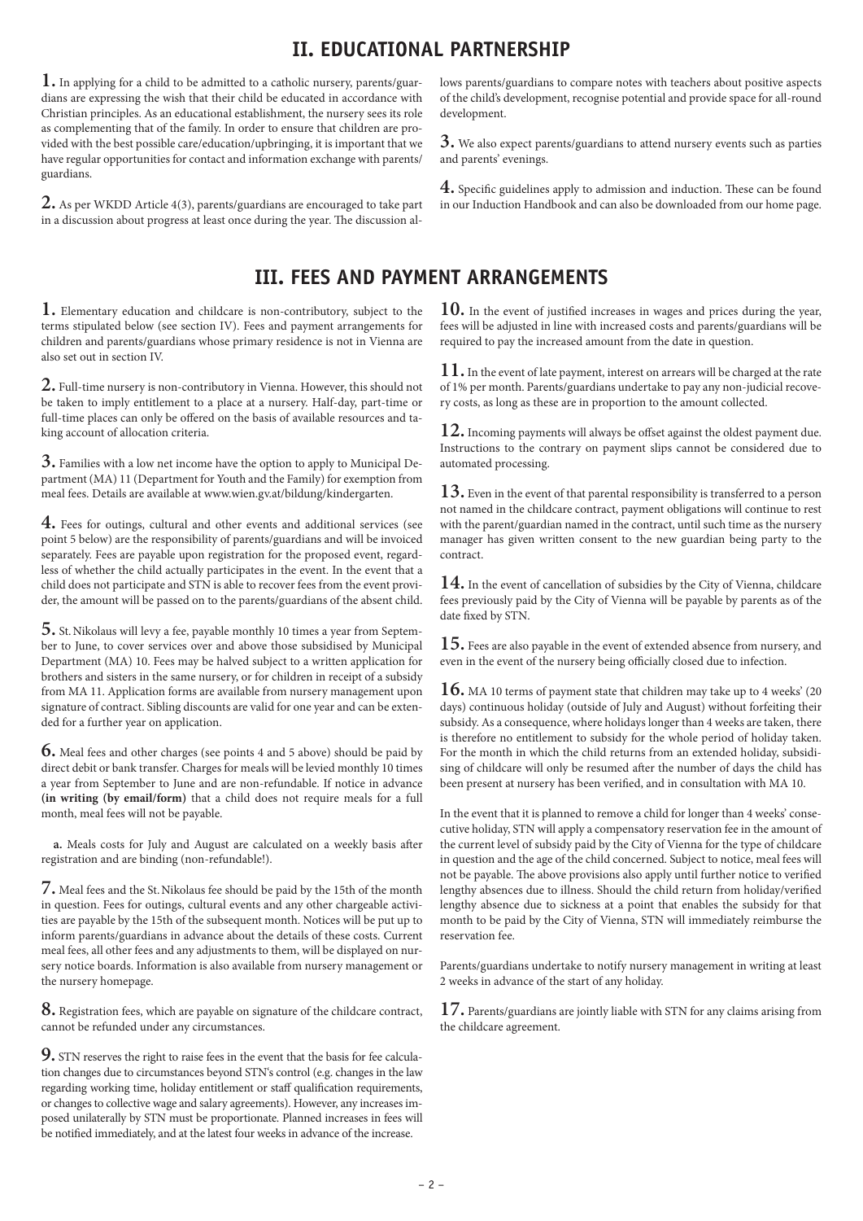## II. EDUCATIONAL PARTNERSHIP

**1.** In applying for a child to be admitted to a catholic nursery, parents/guardians are expressing the wish that their child be educated in accordance with Christian principles. As an educational establishment, the nursery sees its role as complementing that of the family. In order to ensure that children are provided with the best possible care/education/upbringing, it is important that we have regular opportunities for contact and information exchange with parents/guardians.

**2.** As per WKDD Article 4(3), parents/guardians are encouraged to take part in a discussion about progress at least once during the year. The discussion allows parents/guardians to compare notes with teachers about positive aspects of the child's development, recognise potential and provide space for all-round development.

**3.** We also expect parents/guardians to attend nursery events such as parties and parents' evenings.

**4.** Specific guidelines apply to admission and induction. These can be found in our Induction Handbook and can also be downloaded from our home page.

## III. FEES AND PAYMENT ARRANGEMENTS

**1.** Elementary education and childcare is non-contributory, subject to the terms stipulated below (see section IV). Fees and payment arrangements for children and parents/guardians whose primary residence is not in Vienna are also set out in section IV.

**2.** Full-time nursery is non-contributory in Vienna. However, this should not be taken to imply entitlement to a place at a nursery. Half-day, part-time or full-time places can only be offered on the basis of available resources and taking account of allocation criteria.

**3.** Families with a low net income have the option to apply to Municipal Department (MA) 11 (Department for Youth and the Family) for exemption from meal fees. Details are available at www.wien.gv.at/bildung/kindergarten.

**4.** Fees for outings, cultural and other events and additional services (see point 5 below) are the responsibility of parents/guardians and will be invoiced separately. Fees are payable upon registration for the proposed event, regardless of whether the child actually participates in the event. In the event that a child does not participate and STN is able to recover fees from the event provider, the amount will be passed on to the parents/guardians of the absent child.

**5.** St. Nikolaus will levy a fee, payable monthly 10 times a year from September to June, to cover services over and above those subsidised by Municipal Department (MA) 10. Fees may be halved subject to a written application for brothers and sisters in the same nursery, or for children in receipt of a subsidy from MA 11. Application forms are available from nursery management upon signature of contract. Sibling discounts are valid for one year and can be extended for a further year on application.

**6.** Meal fees and other charges (see points 4 and 5 above) should be paid by direct debit or bank transfer. Charges for meals will be levied monthly 10 times a year from September to June and are non-refundable. If notice in advance **(in writing (by email/form)** that a child does not require meals for a full month, meal fees will not be payable.

**a.** Meals costs for July and August are calculated on a weekly basis after registration and are binding (non-refundable!).

**7.** Meal fees and the St. Nikolaus fee should be paid by the 15th of the month in question. Fees for outings, cultural events and any other chargeable activities are payable by the 15th of the subsequent month. Notices will be put up to inform parents/guardians in advance about the details of these costs. Current meal fees, all other fees and any adjustments to them, will be displayed on nursery notice boards. Information is also available from nursery management or the nursery homepage.

**8.** Registration fees, which are payable on signature of the childcare contract, cannot be refunded under any circumstances.

**9.** STN reserves the right to raise fees in the event that the basis for fee calculation changes due to circumstances beyond STN's control (e.g. changes in the law regarding working time, holiday entitlement or staff qualification requirements, or changes to collective wage and salary agreements). However, any increases imposed unilaterally by STN must be proportionate. Planned increases in fees will be notified immediately, and at the latest four weeks in advance of the increase.

**10.** In the event of justified increases in wages and prices during the year, fees will be adjusted in line with increased costs and parents/guardians will be required to pay the increased amount from the date in question.

**11.** In the event of late payment, interest on arrears will be charged at the rate of 1% per month. Parents/guardians undertake to pay any non-judicial recovery costs, as long as these are in proportion to the amount collected.

**12.** Incoming payments will always be offset against the oldest payment due. Instructions to the contrary on payment slips cannot be considered due to automated processing.

**13.** Even in the event of that parental responsibility is transferred to a person not named in the childcare contract, payment obligations will continue to rest with the parent/guardian named in the contract, until such time as the nursery manager has given written consent to the new guardian being party to the contract.

**14.** In the event of cancellation of subsidies by the City of Vienna, childcare fees previously paid by the City of Vienna will be payable by parents as of the date fixed by STN.

**15.** Fees are also payable in the event of extended absence from nursery, and even in the event of the nursery being officially closed due to infection.

**16.** MA 10 terms of payment state that children may take up to 4 weeks' (20 days) continuous holiday (outside of July and August) without forfeiting their subsidy. As a consequence, where holidays longer than 4 weeks are taken, there is therefore no entitlement to subsidy for the whole period of holiday taken. For the month in which the child returns from an extended holiday, subsidising of childcare will only be resumed after the number of days the child has been present at nursery has been verified, and in consultation with MA 10.

In the event that it is planned to remove a child for longer than 4 weeks' consecutive holiday, STN will apply a compensatory reservation fee in the amount of the current level of subsidy paid by the City of Vienna for the type of childcare in question and the age of the child concerned. Subject to notice, meal fees will not be payable. The above provisions also apply until further notice to verified lengthy absences due to illness. Should the child return from holiday/verified lengthy absence due to sickness at a point that enables the subsidy for that month to be paid by the City of Vienna, STN will immediately reimburse the reservation fee.

Parents/guardians undertake to notify nursery management in writing at least 2 weeks in advance of the start of any holiday.

**17.** Parents/guardians are jointly liable with STN for any claims arising from the childcare agreement.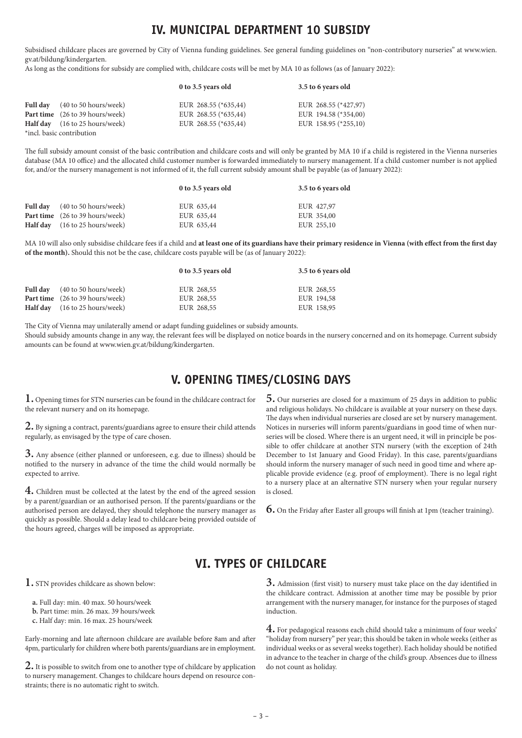# IV. MUNICIPAL DEPARTMENT 10 SUBSIDY

Subsidised childcare places are governed by City of Vienna funding guidelines. See general funding guidelines on "non-contributory nurseries" at www.wien.gv.at/bildung/kindergarten.

As long as the conditions for subsidy are complied with, childcare costs will be met by MA 10 as follows (as of January 2022):

| | | 0 to 3.5 years old | 3.5 to 6 years old |
|---|---|---|---|
| **Full day** | (40 to 50 hours/week) | EUR 268.55 (*635,44) | EUR 268.55 (*427,97) |
| **Part time** | (26 to 39 hours/week) | EUR 268.55 (*635,44) | EUR 194.58 (*354,00) |
| **Half day** | (16 to 25 hours/week) | EUR 268.55 (*635,44) | EUR 158.95 (*255,10) |

*incl. basic contribution

The full subsidy amount consist of the basic contribution and childcare costs and will only be granted by MA 10 if a child is registered in the Vienna nurseries database (MA 10 office) and the allocated child customer number is forwarded immediately to nursery management. If a child customer number is not applied for, and/or the nursery management is not informed of it, the full current subsidy amount shall be payable (as of January 2022):

| | | 0 to 3.5 years old | 3.5 to 6 years old |
|---|---|---|---|
| **Full day** | (40 to 50 hours/week) | EUR 635,44 | EUR 427,97 |
| **Part time** | (26 to 39 hours/week) | EUR 635,44 | EUR 354,00 |
| **Half day** | (16 to 25 hours/week) | EUR 635,44 | EUR 255,10 |

MA 10 will also only subsidise childcare fees if a child and **at least one of its guardians have their primary residence in Vienna (with effect from the first day of the month).** Should this not be the case, childcare costs payable will be (as of January 2022):

| | | 0 to 3.5 years old | 3.5 to 6 years old |
|---|---|---|---|
| **Full day** | (40 to 50 hours/week) | EUR 268,55 | EUR 268,55 |
| **Part time** | (26 to 39 hours/week) | EUR 268,55 | EUR 194,58 |
| **Half day** | (16 to 25 hours/week) | EUR 268,55 | EUR 158,95 |

The City of Vienna may unilaterally amend or adapt funding guidelines or subsidy amounts.

Should subsidy amounts change in any way, the relevant fees will be displayed on notice boards in the nursery concerned and on its homepage. Current subsidy amounts can be found at www.wien.gv.at/bildung/kindergarten.

# V. OPENING TIMES/CLOSING DAYS

**1.** Opening times for STN nurseries can be found in the childcare contract for the relevant nursery and on its homepage.

**2.** By signing a contract, parents/guardians agree to ensure their child attends regularly, as envisaged by the type of care chosen.

**3.** Any absence (either planned or unforeseen, e.g. due to illness) should be notified to the nursery in advance of the time the child would normally be expected to arrive.

**4.** Children must be collected at the latest by the end of the agreed session by a parent/guardian or an authorised person. If the parents/guardians or the authorised person are delayed, they should telephone the nursery manager as quickly as possible. Should a delay lead to childcare being provided outside of the hours agreed, charges will be imposed as appropriate.

**5.** Our nurseries are closed for a maximum of 25 days in addition to public and religious holidays. No childcare is available at your nursery on these days. The days when individual nurseries are closed are set by nursery management. Notices in nurseries will inform parents/guardians in good time of when nurseries will be closed. Where there is an urgent need, it will in principle be possible to offer childcare at another STN nursery (with the exception of 24th December to 1st January and Good Friday). In this case, parents/guardians should inform the nursery manager of such need in good time and where applicable provide evidence (e.g. proof of employment). There is no legal right to a nursery place at an alternative STN nursery when your regular nursery is closed.

**6.** On the Friday after Easter all groups will finish at 1pm (teacher training).

# VI. TYPES OF CHILDCARE

**1.** STN provides childcare as shown below:

- **a.** Full day: min. 40 max. 50 hours/week
- **b.** Part time: min. 26 max. 39 hours/week
- **c.** Half day: min. 16 max. 25 hours/week

Early-morning and late afternoon childcare are available before 8am and after 4pm, particularly for children where both parents/guardians are in employment.

**2.** It is possible to switch from one to another type of childcare by application to nursery management. Changes to childcare hours depend on resource constraints; there is no automatic right to switch.

**3.** Admission (first visit) to nursery must take place on the day identified in the childcare contract. Admission at another time may be possible by prior arrangement with the nursery manager, for instance for the purposes of staged induction.

**4.** For pedagogical reasons each child should take a minimum of four weeks' "holiday from nursery" per year; this should be taken in whole weeks (either as individual weeks or as several weeks together). Each holiday should be notified in advance to the teacher in charge of the child's group. Absences due to illness do not count as holiday.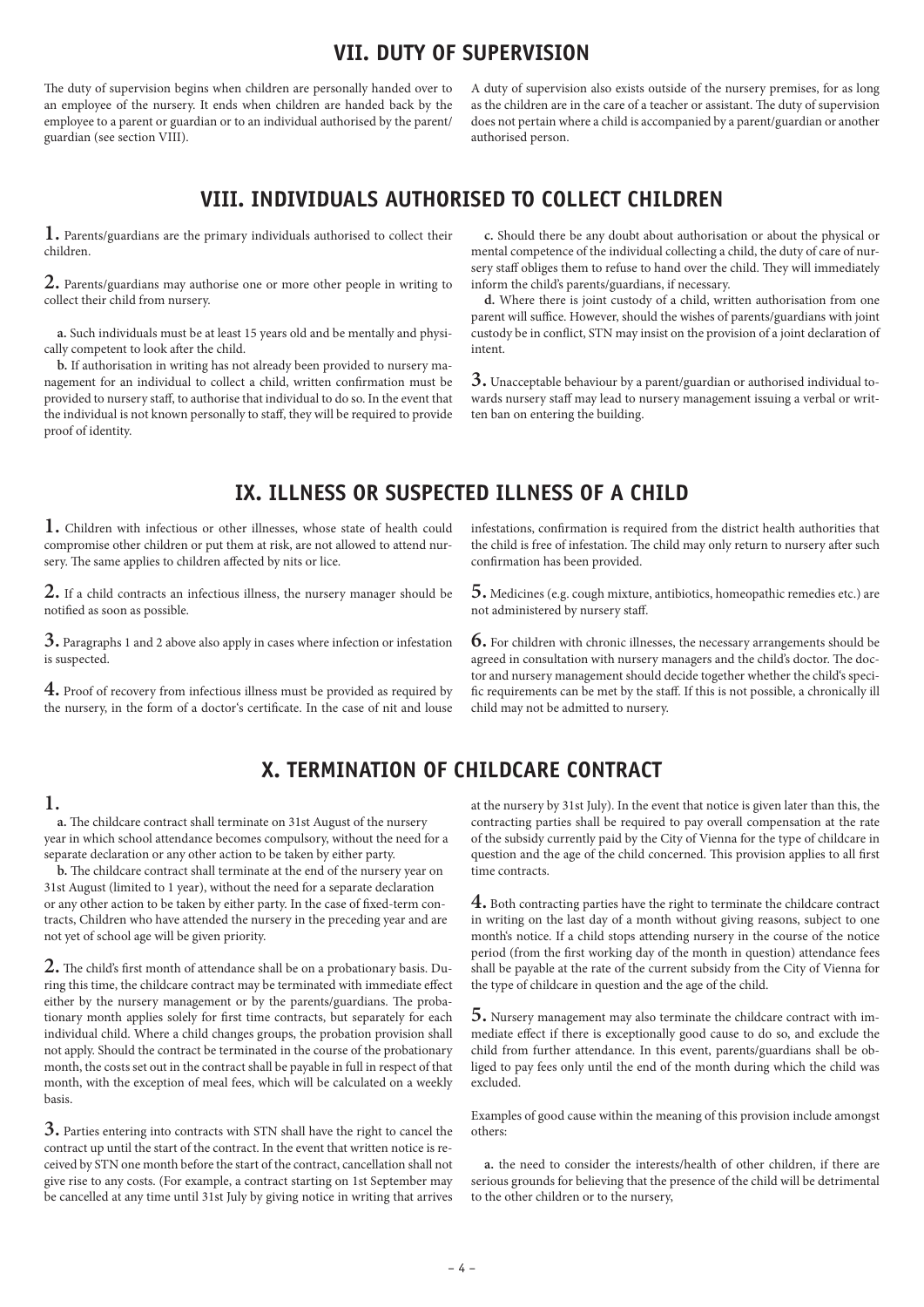## VII. DUTY OF SUPERVISION

The duty of supervision begins when children are personally handed over to an employee of the nursery. It ends when children are handed back by the employee to a parent or guardian or to an individual authorised by the parent/guardian (see section VIII).

A duty of supervision also exists outside of the nursery premises, for as long as the children are in the care of a teacher or assistant. The duty of supervision does not pertain where a child is accompanied by a parent/guardian or another authorised person.

## VIII. INDIVIDUALS AUTHORISED TO COLLECT CHILDREN

**1.** Parents/guardians are the primary individuals authorised to collect their children.

**2.** Parents/guardians may authorise one or more other people in writing to collect their child from nursery.

**a.** Such individuals must be at least 15 years old and be mentally and physically competent to look after the child.

**b.** If authorisation in writing has not already been provided to nursery management for an individual to collect a child, written confirmation must be provided to nursery staff, to authorise that individual to do so. In the event that the individual is not known personally to staff, they will be required to provide proof of identity.

**c.** Should there be any doubt about authorisation or about the physical or mental competence of the individual collecting a child, the duty of care of nursery staff obliges them to refuse to hand over the child. They will immediately inform the child's parents/guardians, if necessary.

**d.** Where there is joint custody of a child, written authorisation from one parent will suffice. However, should the wishes of parents/guardians with joint custody be in conflict, STN may insist on the provision of a joint declaration of intent.

**3.** Unacceptable behaviour by a parent/guardian or authorised individual towards nursery staff may lead to nursery management issuing a verbal or written ban on entering the building.

## IX. ILLNESS OR SUSPECTED ILLNESS OF A CHILD

**1.** Children with infectious or other illnesses, whose state of health could compromise other children or put them at risk, are not allowed to attend nursery. The same applies to children affected by nits or lice.

**2.** If a child contracts an infectious illness, the nursery manager should be notified as soon as possible.

**3.** Paragraphs 1 and 2 above also apply in cases where infection or infestation is suspected.

**4.** Proof of recovery from infectious illness must be provided as required by the nursery, in the form of a doctor's certificate. In the case of nit and louse infestations, confirmation is required from the district health authorities that the child is free of infestation. The child may only return to nursery after such confirmation has been provided.

**5.** Medicines (e.g. cough mixture, antibiotics, homeopathic remedies etc.) are not administered by nursery staff.

**6.** For children with chronic illnesses, the necessary arrangements should be agreed in consultation with nursery managers and the child's doctor. The doctor and nursery management should decide together whether the child's specific requirements can be met by the staff. If this is not possible, a chronically ill child may not be admitted to nursery.

## X. TERMINATION OF CHILDCARE CONTRACT

**1.**

**a.** The childcare contract shall terminate on 31st August of the nursery year in which school attendance becomes compulsory, without the need for a separate declaration or any other action to be taken by either party.

**b.** The childcare contract shall terminate at the end of the nursery year on 31st August (limited to 1 year), without the need for a separate declaration or any other action to be taken by either party. In the case of fixed-term contracts, Children who have attended the nursery in the preceding year and are not yet of school age will be given priority.

**2.** The child's first month of attendance shall be on a probationary basis. During this time, the childcare contract may be terminated with immediate effect either by the nursery management or by the parents/guardians. The probationary month applies solely for first time contracts, but separately for each individual child. Where a child changes groups, the probation provision shall not apply. Should the contract be terminated in the course of the probationary month, the costs set out in the contract shall be payable in full in respect of that month, with the exception of meal fees, which will be calculated on a weekly basis.

**3.** Parties entering into contracts with STN shall have the right to cancel the contract up until the start of the contract. In the event that written notice is received by STN one month before the start of the contract, cancellation shall not give rise to any costs. (For example, a contract starting on 1st September may be cancelled at any time until 31st July by giving notice in writing that arrives at the nursery by 31st July). In the event that notice is given later than this, the contracting parties shall be required to pay overall compensation at the rate of the subsidy currently paid by the City of Vienna for the type of childcare in question and the age of the child concerned. This provision applies to all first time contracts.

**4.** Both contracting parties have the right to terminate the childcare contract in writing on the last day of a month without giving reasons, subject to one month's notice. If a child stops attending nursery in the course of the notice period (from the first working day of the month in question) attendance fees shall be payable at the rate of the current subsidy from the City of Vienna for the type of childcare in question and the age of the child.

**5.** Nursery management may also terminate the childcare contract with immediate effect if there is exceptionally good cause to do so, and exclude the child from further attendance. In this event, parents/guardians shall be obliged to pay fees only until the end of the month during which the child was excluded.

Examples of good cause within the meaning of this provision include amongst others:

**a.** the need to consider the interests/health of other children, if there are serious grounds for believing that the presence of the child will be detrimental to the other children or to the nursery,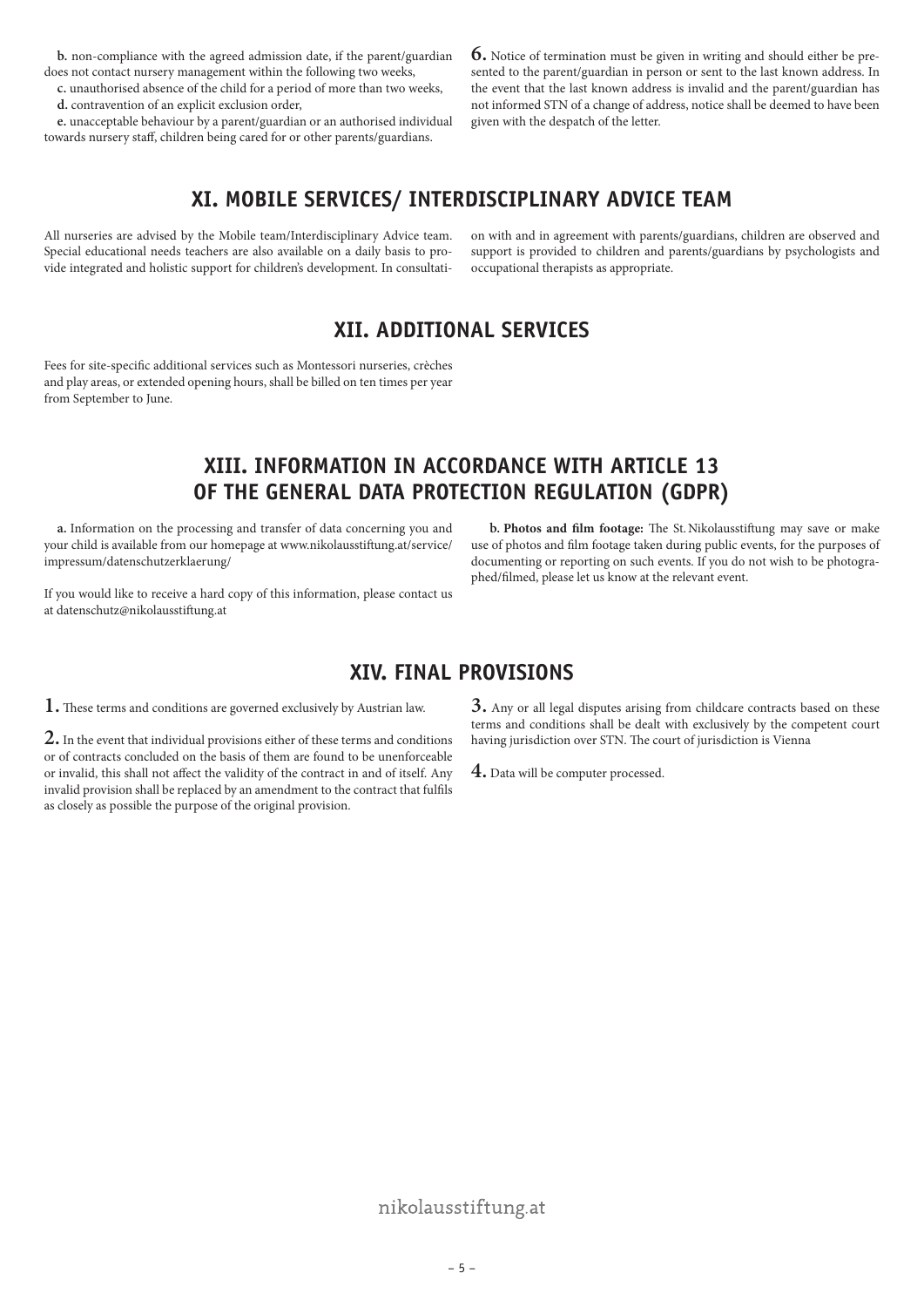**b.** non-compliance with the agreed admission date, if the parent/guardian does not contact nursery management within the following two weeks,

**c.** unauthorised absence of the child for a period of more than two weeks,

**d.** contravention of an explicit exclusion order,

**e.** unacceptable behaviour by a parent/guardian or an authorised individual towards nursery staff, children being cared for or other parents/guardians.

**6.** Notice of termination must be given in writing and should either be presented to the parent/guardian in person or sent to the last known address. In the event that the last known address is invalid and the parent/guardian has not informed STN of a change of address, notice shall be deemed to have been given with the despatch of the letter.

## XI. MOBILE SERVICES/ INTERDISCIPLINARY ADVICE TEAM

All nurseries are advised by the Mobile team/Interdisciplinary Advice team. Special educational needs teachers are also available on a daily basis to provide integrated and holistic support for children's development. In consultation with and in agreement with parents/guardians, children are observed and support is provided to children and parents/guardians by psychologists and occupational therapists as appropriate.

## XII. ADDITIONAL SERVICES

Fees for site-specific additional services such as Montessori nurseries, crèches and play areas, or extended opening hours, shall be billed on ten times per year from September to June.

## XIII. INFORMATION IN ACCORDANCE WITH ARTICLE 13 OF THE GENERAL DATA PROTECTION REGULATION (GDPR)

**a.** Information on the processing and transfer of data concerning you and your child is available from our homepage at www.nikolausstiftung.at/service/impressum/datenschutzerklaerung/

If you would like to receive a hard copy of this information, please contact us at datenschutz@nikolausstiftung.at

**b. Photos and film footage:** The St. Nikolausstiftung may save or make use of photos and film footage taken during public events, for the purposes of documenting or reporting on such events. If you do not wish to be photographed/filmed, please let us know at the relevant event.

## XIV. FINAL PROVISIONS

**1.** These terms and conditions are governed exclusively by Austrian law.

**2.** In the event that individual provisions either of these terms and conditions or of contracts concluded on the basis of them are found to be unenforceable or invalid, this shall not affect the validity of the contract in and of itself. Any invalid provision shall be replaced by an amendment to the contract that fulfils as closely as possible the purpose of the original provision.

**3.** Any or all legal disputes arising from childcare contracts based on these terms and conditions shall be dealt with exclusively by the competent court having jurisdiction over STN. The court of jurisdiction is Vienna

**4.** Data will be computer processed.

nikolausstiftung.at